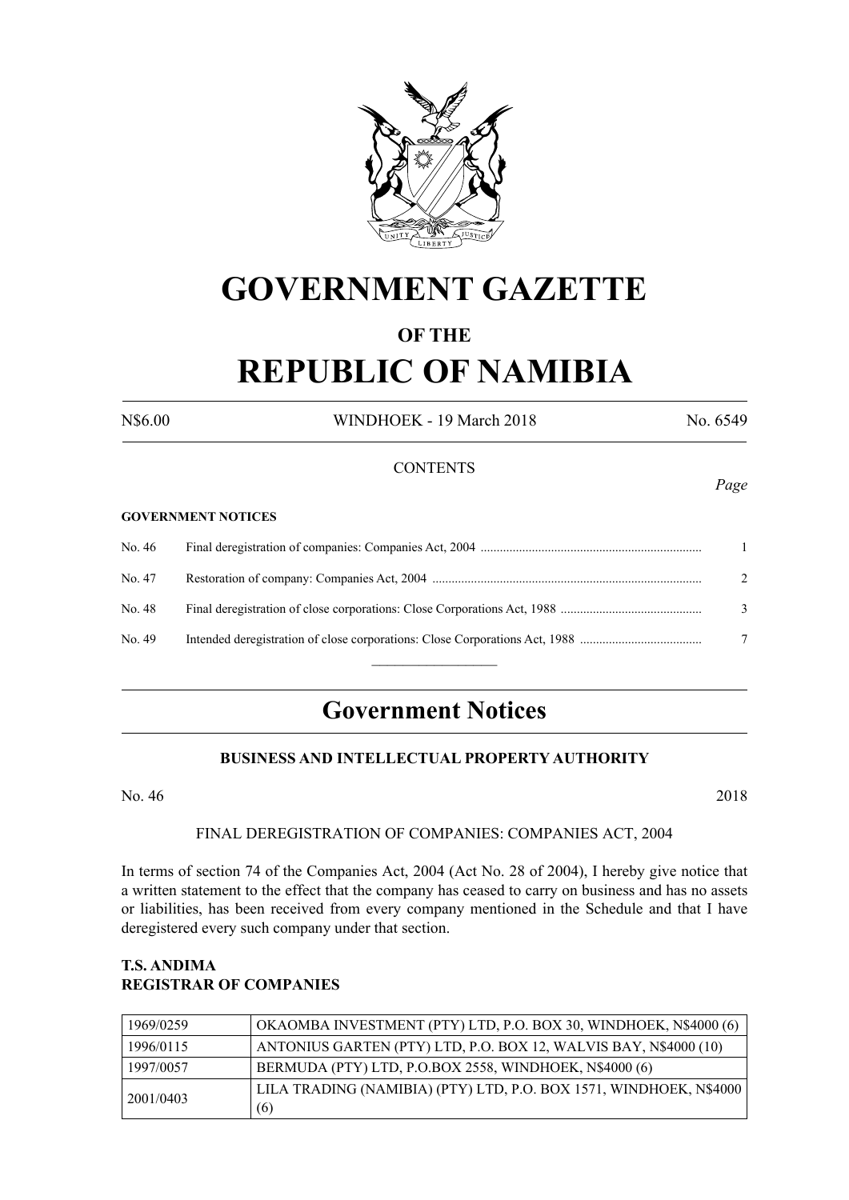# GOVERNMENT GAZETTE

## OF THE

# REPUBLIC OF NAMIBIA

N$6.00 WINDHOEK - 19 March 2018 No. 6549

CONTENTS

*Page*

**GOVERNMENT NOTICES**

| | | |
|---|---|---|
| No. 46 | Final deregistration of companies: Companies Act, 2004 | 1 |
| No. 47 | Restoration of company: Companies Act, 2004 | 2 |
| No. 48 | Final deregistration of close corporations: Close Corporations Act, 1988 | 3 |
| No. 49 | Intended deregistration of close corporations: Close Corporations Act, 1988 | 7 |

## Government Notices

### BUSINESS AND INTELLECTUAL PROPERTY AUTHORITY

No. 46 2018

FINAL DEREGISTRATION OF COMPANIES: COMPANIES ACT, 2004

In terms of section 74 of the Companies Act, 2004 (Act No. 28 of 2004), I hereby give notice that a written statement to the effect that the company has ceased to carry on business and has no assets or liabilities, has been received from every company mentioned in the Schedule and that I have deregistered every such company under that section.

**T.S. ANDIMA**
**REGISTRAR OF COMPANIES**

| | |
|---|---|
| 1969/0259 | OKAOMBA INVESTMENT (PTY) LTD, P.O. BOX 30, WINDHOEK, N$4000 (6) |
| 1996/0115 | ANTONIUS GARTEN (PTY) LTD, P.O. BOX 12, WALVIS BAY, N$4000 (10) |
| 1997/0057 | BERMUDA (PTY) LTD, P.O.BOX 2558, WINDHOEK, N$4000 (6) |
| 2001/0403 | LILA TRADING (NAMIBIA) (PTY) LTD, P.O. BOX 1571, WINDHOEK, N$4000 (6) |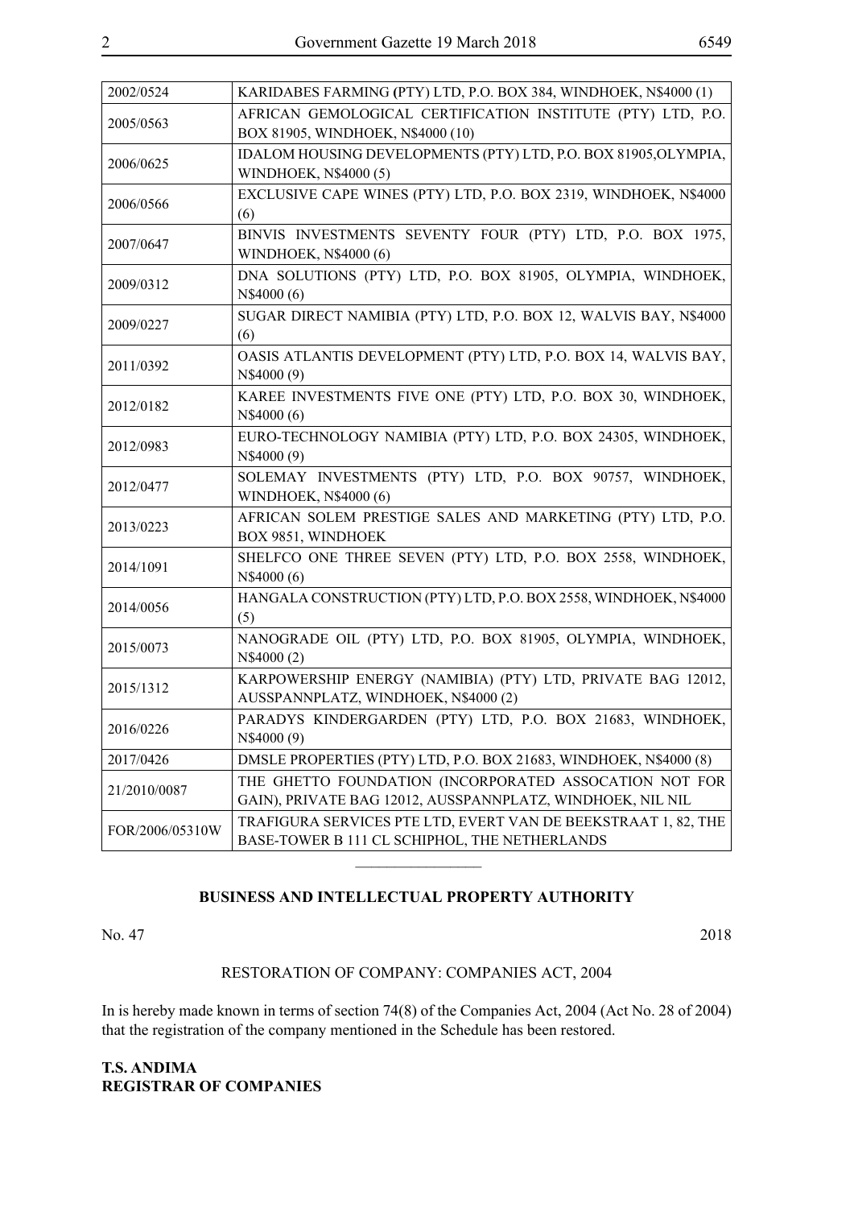| | |
|---|---|
| 2002/0524 | KARIDABES FARMING (PTY) LTD, P.O. BOX 384, WINDHOEK, N$4000 (1) |
| 2005/0563 | AFRICAN GEMOLOGICAL CERTIFICATION INSTITUTE (PTY) LTD, P.O. BOX 81905, WINDHOEK, N$4000 (10) |
| 2006/0625 | IDALOM HOUSING DEVELOPMENTS (PTY) LTD, P.O. BOX 81905,OLYMPIA, WINDHOEK, N$4000 (5) |
| 2006/0566 | EXCLUSIVE CAPE WINES (PTY) LTD, P.O. BOX 2319, WINDHOEK, N$4000 (6) |
| 2007/0647 | BINVIS INVESTMENTS SEVENTY FOUR (PTY) LTD, P.O. BOX 1975, WINDHOEK, N$4000 (6) |
| 2009/0312 | DNA SOLUTIONS (PTY) LTD, P.O. BOX 81905, OLYMPIA, WINDHOEK, N$4000 (6) |
| 2009/0227 | SUGAR DIRECT NAMIBIA (PTY) LTD, P.O. BOX 12, WALVIS BAY, N$4000 (6) |
| 2011/0392 | OASIS ATLANTIS DEVELOPMENT (PTY) LTD, P.O. BOX 14, WALVIS BAY, N$4000 (9) |
| 2012/0182 | KAREE INVESTMENTS FIVE ONE (PTY) LTD, P.O. BOX 30, WINDHOEK, N$4000 (6) |
| 2012/0983 | EURO-TECHNOLOGY NAMIBIA (PTY) LTD, P.O. BOX 24305, WINDHOEK, N$4000 (9) |
| 2012/0477 | SOLEMAY INVESTMENTS (PTY) LTD, P.O. BOX 90757, WINDHOEK, WINDHOEK, N$4000 (6) |
| 2013/0223 | AFRICAN SOLEM PRESTIGE SALES AND MARKETING (PTY) LTD, P.O. BOX 9851, WINDHOEK |
| 2014/1091 | SHELFCO ONE THREE SEVEN (PTY) LTD, P.O. BOX 2558, WINDHOEK, N$4000 (6) |
| 2014/0056 | HANGALA CONSTRUCTION (PTY) LTD, P.O. BOX 2558, WINDHOEK, N$4000 (5) |
| 2015/0073 | NANOGRADE OIL (PTY) LTD, P.O. BOX 81905, OLYMPIA, WINDHOEK, N$4000 (2) |
| 2015/1312 | KARPOWERSHIP ENERGY (NAMIBIA) (PTY) LTD, PRIVATE BAG 12012, AUSSPANNPLATZ, WINDHOEK, N$4000 (2) |
| 2016/0226 | PARADYS KINDERGARDEN (PTY) LTD, P.O. BOX 21683, WINDHOEK, N$4000 (9) |
| 2017/0426 | DMSLE PROPERTIES (PTY) LTD, P.O. BOX 21683, WINDHOEK, N$4000 (8) |
| 21/2010/0087 | THE GHETTO FOUNDATION (INCORPORATED ASSOCATION NOT FOR GAIN), PRIVATE BAG 12012, AUSSPANNPLATZ, WINDHOEK, NIL NIL |
| FOR/2006/05310W | TRAFIGURA SERVICES PTE LTD, EVERT VAN DE BEEKSTRAAT 1, 82, THE BASE-TOWER B 111 CL SCHIPHOL, THE NETHERLANDS |

---

## BUSINESS AND INTELLECTUAL PROPERTY AUTHORITY

No. 47 2018

RESTORATION OF COMPANY: COMPANIES ACT, 2004

In is hereby made known in terms of section 74(8) of the Companies Act, 2004 (Act No. 28 of 2004) that the registration of the company mentioned in the Schedule has been restored.

**T.S. ANDIMA**
**REGISTRAR OF COMPANIES**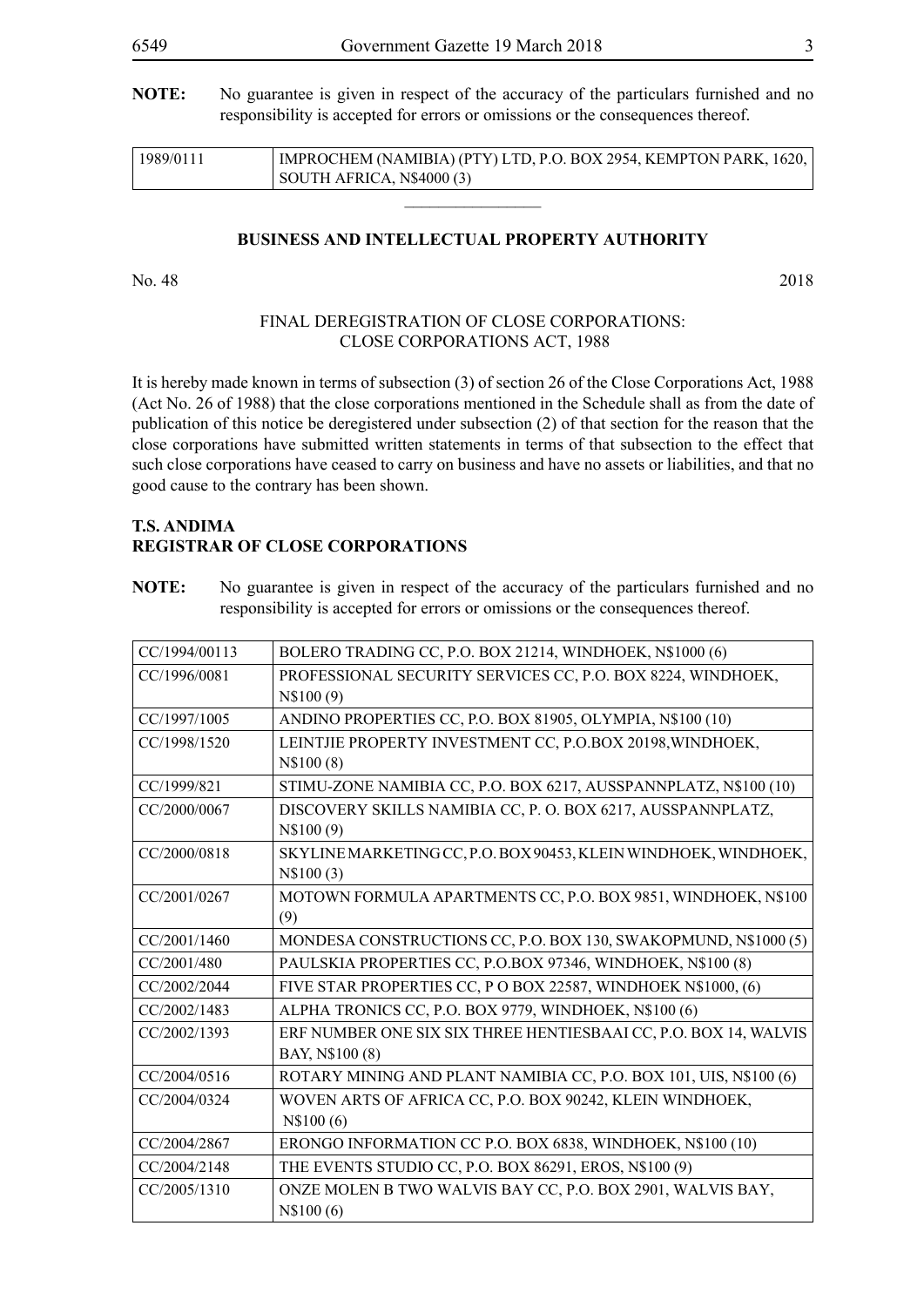**NOTE:** No guarantee is given in respect of the accuracy of the particulars furnished and no responsibility is accepted for errors or omissions or the consequences thereof.

| | |
|---|---|
| 1989/0111 | IMPROCHEM (NAMIBIA) (PTY) LTD, P.O. BOX 2954, KEMPTON PARK, 1620, SOUTH AFRICA, N$4000 (3) |

## BUSINESS AND INTELLECTUAL PROPERTY AUTHORITY

No. 48 2018

### FINAL DEREGISTRATION OF CLOSE CORPORATIONS: CLOSE CORPORATIONS ACT, 1988

It is hereby made known in terms of subsection (3) of section 26 of the Close Corporations Act, 1988 (Act No. 26 of 1988) that the close corporations mentioned in the Schedule shall as from the date of publication of this notice be deregistered under subsection (2) of that section for the reason that the close corporations have submitted written statements in terms of that subsection to the effect that such close corporations have ceased to carry on business and have no assets or liabilities, and that no good cause to the contrary has been shown.

**T.S. ANDIMA**
**REGISTRAR OF CLOSE CORPORATIONS**

**NOTE:** No guarantee is given in respect of the accuracy of the particulars furnished and no responsibility is accepted for errors or omissions or the consequences thereof.

| | |
|---|---|
| CC/1994/00113 | BOLERO TRADING CC, P.O. BOX 21214, WINDHOEK, N$1000 (6) |
| CC/1996/0081 | PROFESSIONAL SECURITY SERVICES CC, P.O. BOX 8224, WINDHOEK, N$100 (9) |
| CC/1997/1005 | ANDINO PROPERTIES CC, P.O. BOX 81905, OLYMPIA, N$100 (10) |
| CC/1998/1520 | LEINTJIE PROPERTY INVESTMENT CC, P.O.BOX 20198,WINDHOEK, N$100 (8) |
| CC/1999/821 | STIMU-ZONE NAMIBIA CC, P.O. BOX 6217, AUSSPANNPLATZ, N$100 (10) |
| CC/2000/0067 | DISCOVERY SKILLS NAMIBIA CC, P. O. BOX 6217, AUSSPANNPLATZ, N$100 (9) |
| CC/2000/0818 | SKYLINE MARKETING CC, P.O. BOX 90453, KLEIN WINDHOEK, WINDHOEK, N$100 (3) |
| CC/2001/0267 | MOTOWN FORMULA APARTMENTS CC, P.O. BOX 9851, WINDHOEK, N$100 (9) |
| CC/2001/1460 | MONDESA CONSTRUCTIONS CC, P.O. BOX 130, SWAKOPMUND, N$1000 (5) |
| CC/2001/480 | PAULSKIA PROPERTIES CC, P.O.BOX 97346, WINDHOEK, N$100 (8) |
| CC/2002/2044 | FIVE STAR PROPERTIES CC, P O BOX 22587, WINDHOEK N$1000, (6) |
| CC/2002/1483 | ALPHA TRONICS CC, P.O. BOX 9779, WINDHOEK, N$100 (6) |
| CC/2002/1393 | ERF NUMBER ONE SIX SIX THREE HENTIESBAAI CC, P.O. BOX 14, WALVIS BAY, N$100 (8) |
| CC/2004/0516 | ROTARY MINING AND PLANT NAMIBIA CC, P.O. BOX 101, UIS, N$100 (6) |
| CC/2004/0324 | WOVEN ARTS OF AFRICA CC, P.O. BOX 90242, KLEIN WINDHOEK, N$100 (6) |
| CC/2004/2867 | ERONGO INFORMATION CC P.O. BOX 6838, WINDHOEK, N$100 (10) |
| CC/2004/2148 | THE EVENTS STUDIO CC, P.O. BOX 86291, EROS, N$100 (9) |
| CC/2005/1310 | ONZE MOLEN B TWO WALVIS BAY CC, P.O. BOX 2901, WALVIS BAY, N$100 (6) |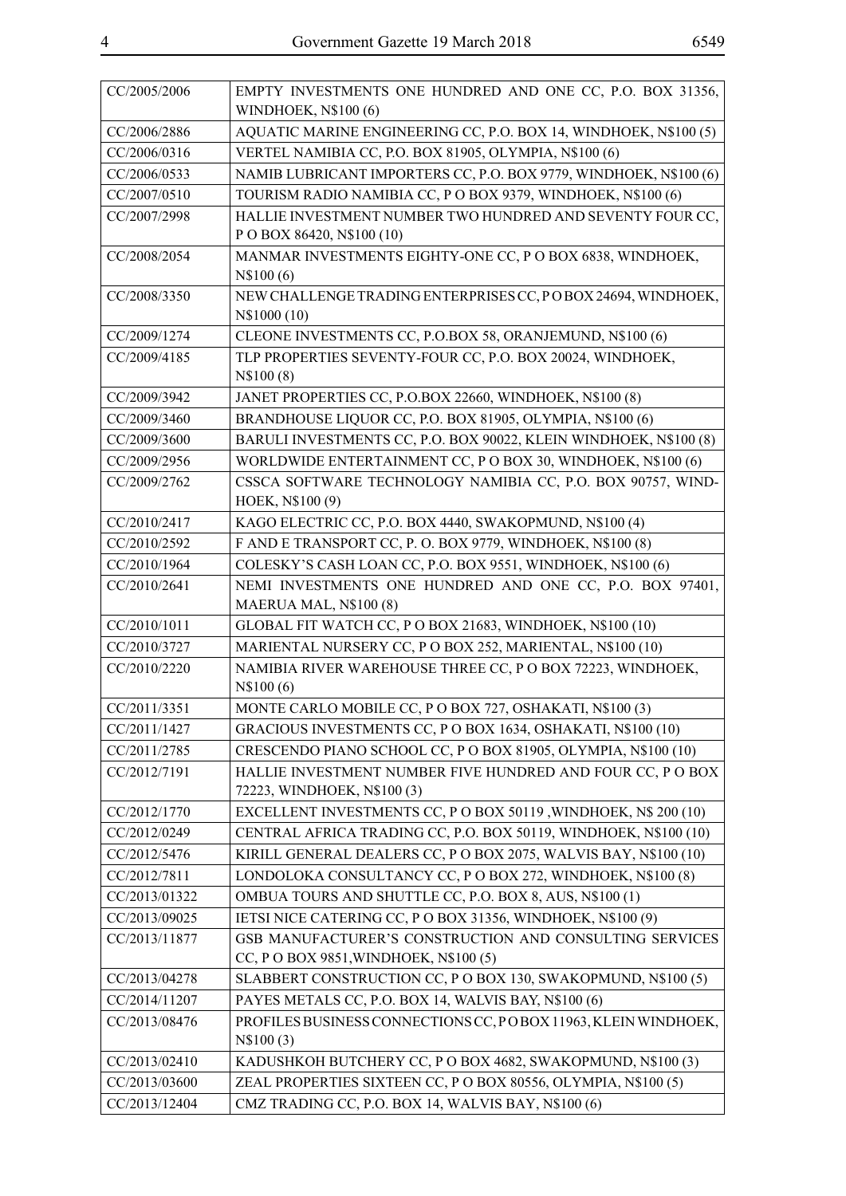| | |
|---|---|
| CC/2005/2006 | EMPTY INVESTMENTS ONE HUNDRED AND ONE CC, P.O. BOX 31356, WINDHOEK, N$100 (6) |
| CC/2006/2886 | AQUATIC MARINE ENGINEERING CC, P.O. BOX 14, WINDHOEK, N$100 (5) |
| CC/2006/0316 | VERTEL NAMIBIA CC, P.O. BOX 81905, OLYMPIA, N$100 (6) |
| CC/2006/0533 | NAMIB LUBRICANT IMPORTERS CC, P.O. BOX 9779, WINDHOEK, N$100 (6) |
| CC/2007/0510 | TOURISM RADIO NAMIBIA CC, P O BOX 9379, WINDHOEK, N$100 (6) |
| CC/2007/2998 | HALLIE INVESTMENT NUMBER TWO HUNDRED AND SEVENTY FOUR CC, P O BOX 86420, N$100 (10) |
| CC/2008/2054 | MANMAR INVESTMENTS EIGHTY-ONE CC, P O BOX 6838, WINDHOEK, N$100 (6) |
| CC/2008/3350 | NEW CHALLENGE TRADING ENTERPRISES CC, P O BOX 24694, WINDHOEK, N$1000 (10) |
| CC/2009/1274 | CLEONE INVESTMENTS CC, P.O.BOX 58, ORANJEMUND, N$100 (6) |
| CC/2009/4185 | TLP PROPERTIES SEVENTY-FOUR CC, P.O. BOX 20024, WINDHOEK, N$100 (8) |
| CC/2009/3942 | JANET PROPERTIES CC, P.O.BOX 22660, WINDHOEK, N$100 (8) |
| CC/2009/3460 | BRANDHOUSE LIQUOR CC, P.O. BOX 81905, OLYMPIA, N$100 (6) |
| CC/2009/3600 | BARULI INVESTMENTS CC, P.O. BOX 90022, KLEIN WINDHOEK, N$100 (8) |
| CC/2009/2956 | WORLDWIDE ENTERTAINMENT CC, P O BOX 30, WINDHOEK, N$100 (6) |
| CC/2009/2762 | CSSCA SOFTWARE TECHNOLOGY NAMIBIA CC, P.O. BOX 90757, WINDHOEK, N$100 (9) |
| CC/2010/2417 | KAGO ELECTRIC CC, P.O. BOX 4440, SWAKOPMUND, N$100 (4) |
| CC/2010/2592 | F AND E TRANSPORT CC, P. O. BOX 9779, WINDHOEK, N$100 (8) |
| CC/2010/1964 | COLESKY'S CASH LOAN CC, P.O. BOX 9551, WINDHOEK, N$100 (6) |
| CC/2010/2641 | NEMI INVESTMENTS ONE HUNDRED AND ONE CC, P.O. BOX 97401, MAERUA MAL, N$100 (8) |
| CC/2010/1011 | GLOBAL FIT WATCH CC, P O BOX 21683, WINDHOEK, N$100 (10) |
| CC/2010/3727 | MARIENTAL NURSERY CC, P O BOX 252, MARIENTAL, N$100 (10) |
| CC/2010/2220 | NAMIBIA RIVER WAREHOUSE THREE CC, P O BOX 72223, WINDHOEK, N$100 (6) |
| CC/2011/3351 | MONTE CARLO MOBILE CC, P O BOX 727, OSHAKATI, N$100 (3) |
| CC/2011/1427 | GRACIOUS INVESTMENTS CC, P O BOX 1634, OSHAKATI, N$100 (10) |
| CC/2011/2785 | CRESCENDO PIANO SCHOOL CC, P O BOX 81905, OLYMPIA, N$100 (10) |
| CC/2012/7191 | HALLIE INVESTMENT NUMBER FIVE HUNDRED AND FOUR CC, P O BOX 72223, WINDHOEK, N$100 (3) |
| CC/2012/1770 | EXCELLENT INVESTMENTS CC, P O BOX 50119 ,WINDHOEK, N$ 200 (10) |
| CC/2012/0249 | CENTRAL AFRICA TRADING CC, P.O. BOX 50119, WINDHOEK, N$100 (10) |
| CC/2012/5476 | KIRILL GENERAL DEALERS CC, P O BOX 2075, WALVIS BAY, N$100 (10) |
| CC/2012/7811 | LONDOLOKA CONSULTANCY CC, P O BOX 272, WINDHOEK, N$100 (8) |
| CC/2013/01322 | OMBUA TOURS AND SHUTTLE CC, P.O. BOX 8, AUS, N$100 (1) |
| CC/2013/09025 | IETSI NICE CATERING CC, P O BOX 31356, WINDHOEK, N$100 (9) |
| CC/2013/11877 | GSB MANUFACTURER'S CONSTRUCTION AND CONSULTING SERVICES CC, P O BOX 9851,WINDHOEK, N$100 (5) |
| CC/2013/04278 | SLABBERT CONSTRUCTION CC, P O BOX 130, SWAKOPMUND, N$100 (5) |
| CC/2014/11207 | PAYES METALS CC, P.O. BOX 14, WALVIS BAY, N$100 (6) |
| CC/2013/08476 | PROFILES BUSINESS CONNECTIONS CC, P O BOX 11963, KLEIN WINDHOEK, N$100 (3) |
| CC/2013/02410 | KADUSHKOH BUTCHERY CC, P O BOX 4682, SWAKOPMUND, N$100 (3) |
| CC/2013/03600 | ZEAL PROPERTIES SIXTEEN CC, P O BOX 80556, OLYMPIA, N$100 (5) |
| CC/2013/12404 | CMZ TRADING CC, P.O. BOX 14, WALVIS BAY, N$100 (6) |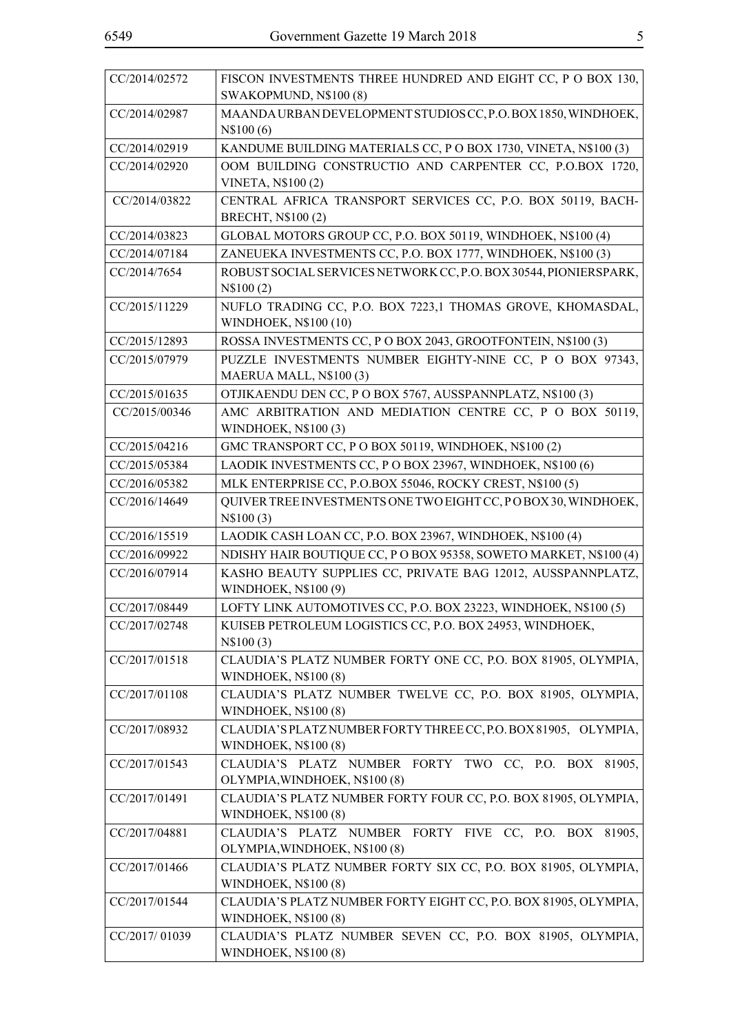| | |
|---|---|
| CC/2014/02572 | FISCON INVESTMENTS THREE HUNDRED AND EIGHT CC, P O BOX 130, SWAKOPMUND, N$100 (8) |
| CC/2014/02987 | MAANDA URBAN DEVELOPMENT STUDIOS CC, P.O. BOX 1850, WINDHOEK, N$100 (6) |
| CC/2014/02919 | KANDUME BUILDING MATERIALS CC, P O BOX 1730, VINETA, N$100 (3) |
| CC/2014/02920 | OOM BUILDING CONSTRUCTIO AND CARPENTER CC, P.O.BOX 1720, VINETA, N$100 (2) |
| CC/2014/03822 | CENTRAL AFRICA TRANSPORT SERVICES CC, P.O. BOX 50119, BACH-BRECHT, N$100 (2) |
| CC/2014/03823 | GLOBAL MOTORS GROUP CC, P.O. BOX 50119, WINDHOEK, N$100 (4) |
| CC/2014/07184 | ZANEUEKA INVESTMENTS CC, P.O. BOX 1777, WINDHOEK, N$100 (3) |
| CC/2014/7654 | ROBUST SOCIAL SERVICES NETWORK CC, P.O. BOX 30544, PIONIERSPARK, N$100 (2) |
| CC/2015/11229 | NUFLO TRADING CC, P.O. BOX 7223,1 THOMAS GROVE, KHOMASDAL, WINDHOEK, N$100 (10) |
| CC/2015/12893 | ROSSA INVESTMENTS CC, P O BOX 2043, GROOTFONTEIN, N$100 (3) |
| CC/2015/07979 | PUZZLE INVESTMENTS NUMBER EIGHTY-NINE CC, P O BOX 97343, MAERUA MALL, N$100 (3) |
| CC/2015/01635 | OTJIKAENDU DEN CC, P O BOX 5767, AUSSPANNPLATZ, N$100 (3) |
| CC/2015/00346 | AMC ARBITRATION AND MEDIATION CENTRE CC, P O BOX 50119, WINDHOEK, N$100 (3) |
| CC/2015/04216 | GMC TRANSPORT CC, P O BOX 50119, WINDHOEK, N$100 (2) |
| CC/2015/05384 | LAODIK INVESTMENTS CC, P O BOX 23967, WINDHOEK, N$100 (6) |
| CC/2016/05382 | MLK ENTERPRISE CC, P.O.BOX 55046, ROCKY CREST, N$100 (5) |
| CC/2016/14649 | QUIVER TREE INVESTMENTS ONE TWO EIGHT CC, P O BOX 30, WINDHOEK, N$100 (3) |
| CC/2016/15519 | LAODIK CASH LOAN CC, P.O. BOX 23967, WINDHOEK, N$100 (4) |
| CC/2016/09922 | NDISHY HAIR BOUTIQUE CC, P O BOX 95358, SOWETO MARKET, N$100 (4) |
| CC/2016/07914 | KASHO BEAUTY SUPPLIES CC, PRIVATE BAG 12012, AUSSPANNPLATZ, WINDHOEK, N$100 (9) |
| CC/2017/08449 | LOFTY LINK AUTOMOTIVES CC, P.O. BOX 23223, WINDHOEK, N$100 (5) |
| CC/2017/02748 | KUISEB PETROLEUM LOGISTICS CC, P.O. BOX 24953, WINDHOEK, N$100 (3) |
| CC/2017/01518 | CLAUDIA'S PLATZ NUMBER FORTY ONE CC, P.O. BOX 81905, OLYMPIA, WINDHOEK, N$100 (8) |
| CC/2017/01108 | CLAUDIA'S PLATZ NUMBER TWELVE CC, P.O. BOX 81905, OLYMPIA, WINDHOEK, N$100 (8) |
| CC/2017/08932 | CLAUDIA'S PLATZ NUMBER FORTY THREE CC, P.O. BOX 81905, OLYMPIA, WINDHOEK, N$100 (8) |
| CC/2017/01543 | CLAUDIA'S PLATZ NUMBER FORTY TWO CC, P.O. BOX 81905, OLYMPIA,WINDHOEK, N$100 (8) |
| CC/2017/01491 | CLAUDIA'S PLATZ NUMBER FORTY FOUR CC, P.O. BOX 81905, OLYMPIA, WINDHOEK, N$100 (8) |
| CC/2017/04881 | CLAUDIA'S PLATZ NUMBER FORTY FIVE CC, P.O. BOX 81905, OLYMPIA,WINDHOEK, N$100 (8) |
| CC/2017/01466 | CLAUDIA'S PLATZ NUMBER FORTY SIX CC, P.O. BOX 81905, OLYMPIA, WINDHOEK, N$100 (8) |
| CC/2017/01544 | CLAUDIA'S PLATZ NUMBER FORTY EIGHT CC, P.O. BOX 81905, OLYMPIA, WINDHOEK, N$100 (8) |
| CC/2017/ 01039 | CLAUDIA'S PLATZ NUMBER SEVEN CC, P.O. BOX 81905, OLYMPIA, WINDHOEK, N$100 (8) |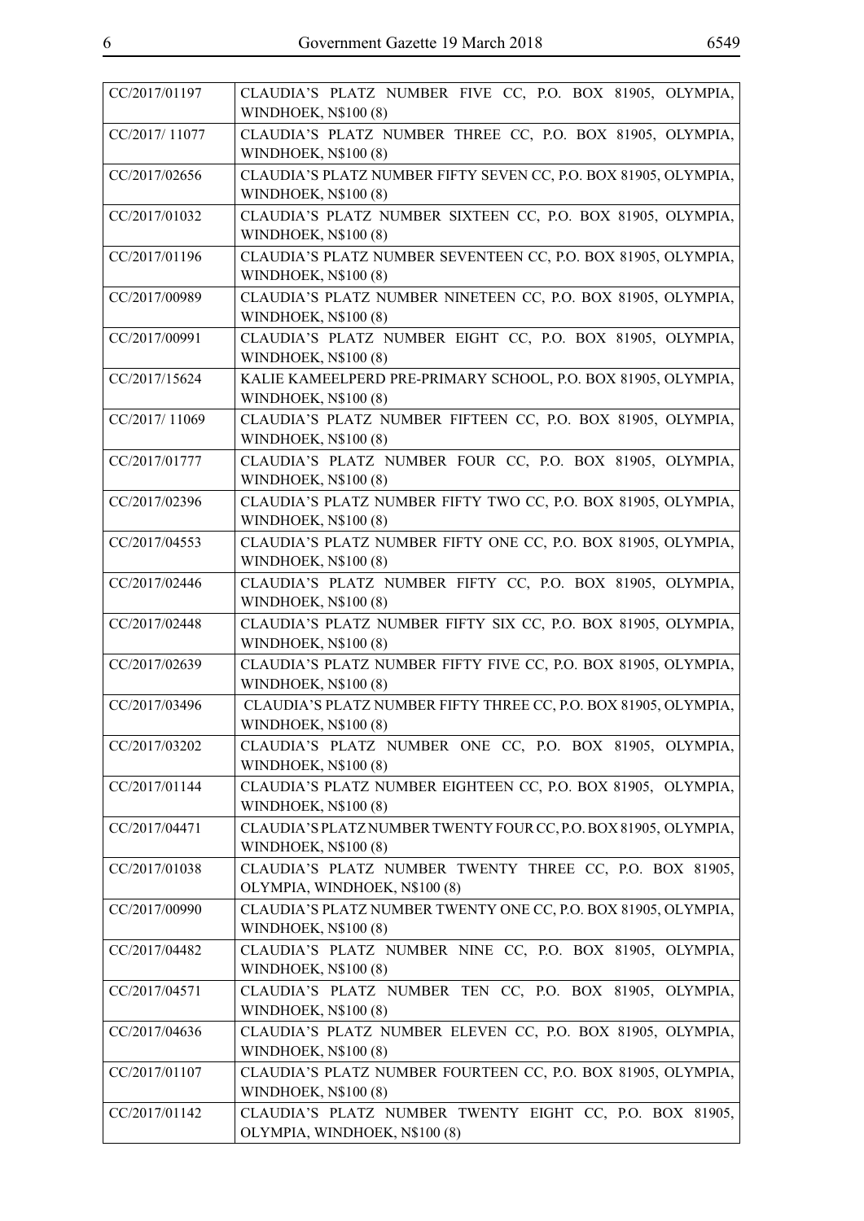| | |
|---|---|
| CC/2017/01197 | CLAUDIA'S PLATZ NUMBER FIVE CC, P.O. BOX 81905, OLYMPIA, WINDHOEK, N$100 (8) |
| CC/2017/ 11077 | CLAUDIA'S PLATZ NUMBER THREE CC, P.O. BOX 81905, OLYMPIA, WINDHOEK, N$100 (8) |
| CC/2017/02656 | CLAUDIA'S PLATZ NUMBER FIFTY SEVEN CC, P.O. BOX 81905, OLYMPIA, WINDHOEK, N$100 (8) |
| CC/2017/01032 | CLAUDIA'S PLATZ NUMBER SIXTEEN CC, P.O. BOX 81905, OLYMPIA, WINDHOEK, N$100 (8) |
| CC/2017/01196 | CLAUDIA'S PLATZ NUMBER SEVENTEEN CC, P.O. BOX 81905, OLYMPIA, WINDHOEK, N$100 (8) |
| CC/2017/00989 | CLAUDIA'S PLATZ NUMBER NINETEEN CC, P.O. BOX 81905, OLYMPIA, WINDHOEK, N$100 (8) |
| CC/2017/00991 | CLAUDIA'S PLATZ NUMBER EIGHT CC, P.O. BOX 81905, OLYMPIA, WINDHOEK, N$100 (8) |
| CC/2017/15624 | KALIE KAMEELPERD PRE-PRIMARY SCHOOL, P.O. BOX 81905, OLYMPIA, WINDHOEK, N$100 (8) |
| CC/2017/ 11069 | CLAUDIA'S PLATZ NUMBER FIFTEEN CC, P.O. BOX 81905, OLYMPIA, WINDHOEK, N$100 (8) |
| CC/2017/01777 | CLAUDIA'S PLATZ NUMBER FOUR CC, P.O. BOX 81905, OLYMPIA, WINDHOEK, N$100 (8) |
| CC/2017/02396 | CLAUDIA'S PLATZ NUMBER FIFTY TWO CC, P.O. BOX 81905, OLYMPIA, WINDHOEK, N$100 (8) |
| CC/2017/04553 | CLAUDIA'S PLATZ NUMBER FIFTY ONE CC, P.O. BOX 81905, OLYMPIA, WINDHOEK, N$100 (8) |
| CC/2017/02446 | CLAUDIA'S PLATZ NUMBER FIFTY CC, P.O. BOX 81905, OLYMPIA, WINDHOEK, N$100 (8) |
| CC/2017/02448 | CLAUDIA'S PLATZ NUMBER FIFTY SIX CC, P.O. BOX 81905, OLYMPIA, WINDHOEK, N$100 (8) |
| CC/2017/02639 | CLAUDIA'S PLATZ NUMBER FIFTY FIVE CC, P.O. BOX 81905, OLYMPIA, WINDHOEK, N$100 (8) |
| CC/2017/03496 | CLAUDIA'S PLATZ NUMBER FIFTY THREE CC, P.O. BOX 81905, OLYMPIA, WINDHOEK, N$100 (8) |
| CC/2017/03202 | CLAUDIA'S PLATZ NUMBER ONE CC, P.O. BOX 81905, OLYMPIA, WINDHOEK, N$100 (8) |
| CC/2017/01144 | CLAUDIA'S PLATZ NUMBER EIGHTEEN CC, P.O. BOX 81905, OLYMPIA, WINDHOEK, N$100 (8) |
| CC/2017/04471 | CLAUDIA'S PLATZ NUMBER TWENTY FOUR CC, P.O. BOX 81905, OLYMPIA, WINDHOEK, N$100 (8) |
| CC/2017/01038 | CLAUDIA'S PLATZ NUMBER TWENTY THREE CC, P.O. BOX 81905, OLYMPIA, WINDHOEK, N$100 (8) |
| CC/2017/00990 | CLAUDIA'S PLATZ NUMBER TWENTY ONE CC, P.O. BOX 81905, OLYMPIA, WINDHOEK, N$100 (8) |
| CC/2017/04482 | CLAUDIA'S PLATZ NUMBER NINE CC, P.O. BOX 81905, OLYMPIA, WINDHOEK, N$100 (8) |
| CC/2017/04571 | CLAUDIA'S PLATZ NUMBER TEN CC, P.O. BOX 81905, OLYMPIA, WINDHOEK, N$100 (8) |
| CC/2017/04636 | CLAUDIA'S PLATZ NUMBER ELEVEN CC, P.O. BOX 81905, OLYMPIA, WINDHOEK, N$100 (8) |
| CC/2017/01107 | CLAUDIA'S PLATZ NUMBER FOURTEEN CC, P.O. BOX 81905, OLYMPIA, WINDHOEK, N$100 (8) |
| CC/2017/01142 | CLAUDIA'S PLATZ NUMBER TWENTY EIGHT CC, P.O. BOX 81905, OLYMPIA, WINDHOEK, N$100 (8) |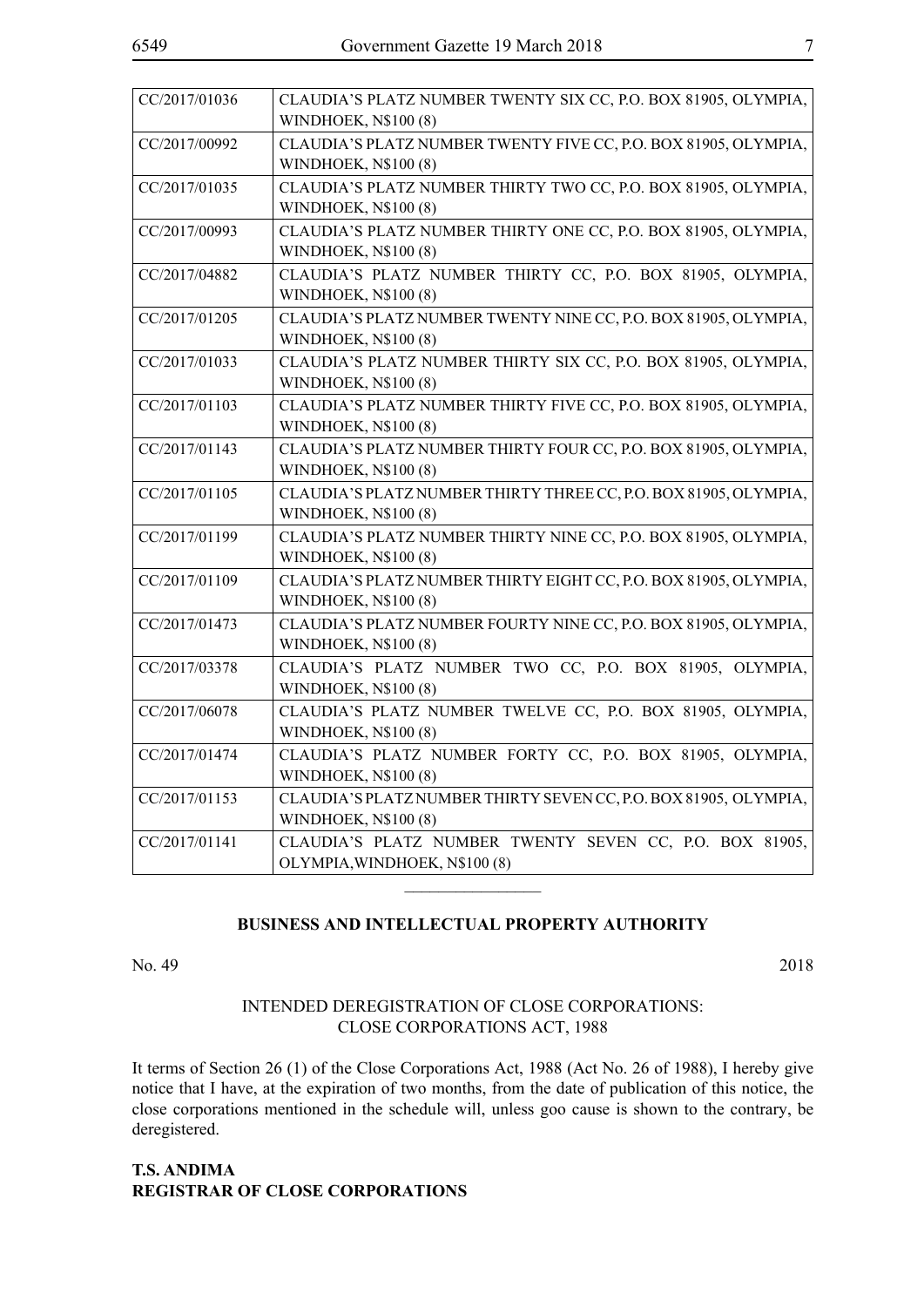| | |
|---|---|
| CC/2017/01036 | CLAUDIA'S PLATZ NUMBER TWENTY SIX CC, P.O. BOX 81905, OLYMPIA, WINDHOEK, N$100 (8) |
| CC/2017/00992 | CLAUDIA'S PLATZ NUMBER TWENTY FIVE CC, P.O. BOX 81905, OLYMPIA, WINDHOEK, N$100 (8) |
| CC/2017/01035 | CLAUDIA'S PLATZ NUMBER THIRTY TWO CC, P.O. BOX 81905, OLYMPIA, WINDHOEK, N$100 (8) |
| CC/2017/00993 | CLAUDIA'S PLATZ NUMBER THIRTY ONE CC, P.O. BOX 81905, OLYMPIA, WINDHOEK, N$100 (8) |
| CC/2017/04882 | CLAUDIA'S PLATZ NUMBER THIRTY CC, P.O. BOX 81905, OLYMPIA, WINDHOEK, N$100 (8) |
| CC/2017/01205 | CLAUDIA'S PLATZ NUMBER TWENTY NINE CC, P.O. BOX 81905, OLYMPIA, WINDHOEK, N$100 (8) |
| CC/2017/01033 | CLAUDIA'S PLATZ NUMBER THIRTY SIX CC, P.O. BOX 81905, OLYMPIA, WINDHOEK, N$100 (8) |
| CC/2017/01103 | CLAUDIA'S PLATZ NUMBER THIRTY FIVE CC, P.O. BOX 81905, OLYMPIA, WINDHOEK, N$100 (8) |
| CC/2017/01143 | CLAUDIA'S PLATZ NUMBER THIRTY FOUR CC, P.O. BOX 81905, OLYMPIA, WINDHOEK, N$100 (8) |
| CC/2017/01105 | CLAUDIA'S PLATZ NUMBER THIRTY THREE CC, P.O. BOX 81905, OLYMPIA, WINDHOEK, N$100 (8) |
| CC/2017/01199 | CLAUDIA'S PLATZ NUMBER THIRTY NINE CC, P.O. BOX 81905, OLYMPIA, WINDHOEK, N$100 (8) |
| CC/2017/01109 | CLAUDIA'S PLATZ NUMBER THIRTY EIGHT CC, P.O. BOX 81905, OLYMPIA, WINDHOEK, N$100 (8) |
| CC/2017/01473 | CLAUDIA'S PLATZ NUMBER FOURTY NINE CC, P.O. BOX 81905, OLYMPIA, WINDHOEK, N$100 (8) |
| CC/2017/03378 | CLAUDIA'S PLATZ NUMBER TWO CC, P.O. BOX 81905, OLYMPIA, WINDHOEK, N$100 (8) |
| CC/2017/06078 | CLAUDIA'S PLATZ NUMBER TWELVE CC, P.O. BOX 81905, OLYMPIA, WINDHOEK, N$100 (8) |
| CC/2017/01474 | CLAUDIA'S PLATZ NUMBER FORTY CC, P.O. BOX 81905, OLYMPIA, WINDHOEK, N$100 (8) |
| CC/2017/01153 | CLAUDIA'S PLATZ NUMBER THIRTY SEVEN CC, P.O. BOX 81905, OLYMPIA, WINDHOEK, N$100 (8) |
| CC/2017/01141 | CLAUDIA'S PLATZ NUMBER TWENTY SEVEN CC, P.O. BOX 81905, OLYMPIA,WINDHOEK, N$100 (8) |

---

## BUSINESS AND INTELLECTUAL PROPERTY AUTHORITY

No. 49 2018

INTENDED DEREGISTRATION OF CLOSE CORPORATIONS: CLOSE CORPORATIONS ACT, 1988

It terms of Section 26 (1) of the Close Corporations Act, 1988 (Act No. 26 of 1988), I hereby give notice that I have, at the expiration of two months, from the date of publication of this notice, the close corporations mentioned in the schedule will, unless goo cause is shown to the contrary, be deregistered.

**T.S. ANDIMA**
**REGISTRAR OF CLOSE CORPORATIONS**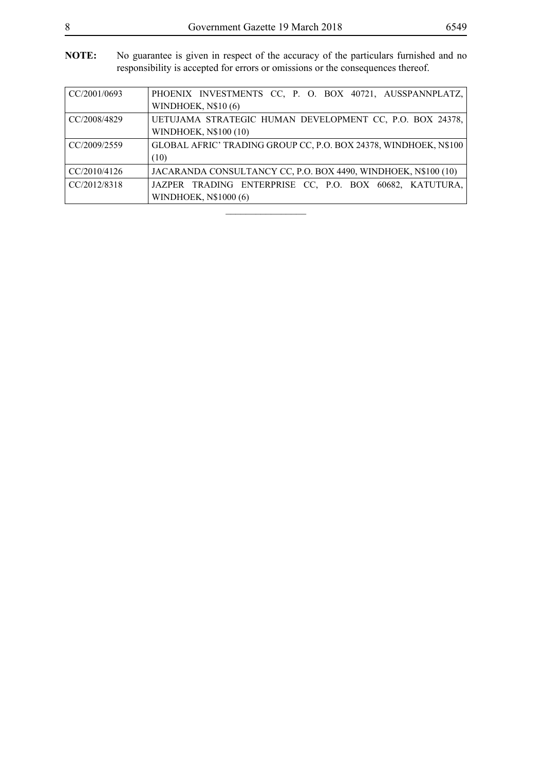**NOTE:** No guarantee is given in respect of the accuracy of the particulars furnished and no responsibility is accepted for errors or omissions or the consequences thereof.

| | |
|---|---|
| CC/2001/0693 | PHOENIX INVESTMENTS CC, P. O. BOX 40721, AUSSPANNPLATZ, WINDHOEK, N$10 (6) |
| CC/2008/4829 | UETUJAMA STRATEGIC HUMAN DEVELOPMENT CC, P.O. BOX 24378, WINDHOEK, N$100 (10) |
| CC/2009/2559 | GLOBAL AFRIC' TRADING GROUP CC, P.O. BOX 24378, WINDHOEK, N$100 (10) |
| CC/2010/4126 | JACARANDA CONSULTANCY CC, P.O. BOX 4490, WINDHOEK, N$100 (10) |
| CC/2012/8318 | JAZPER TRADING ENTERPRISE CC, P.O. BOX 60682, KATUTURA, WINDHOEK, N$1000 (6) |